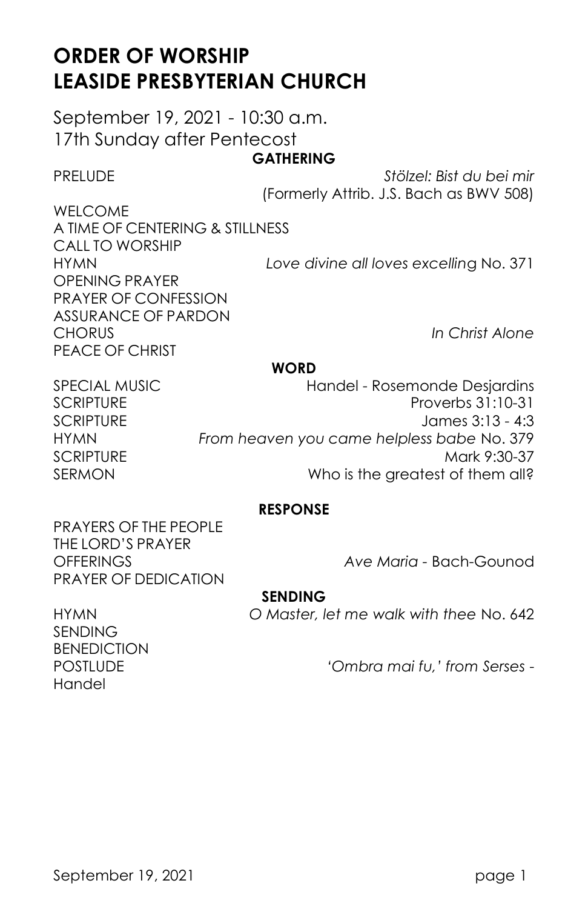# ORDER OF WORSHIP
# LEASIDE PRESBYTERIAN CHURCH

September 19, 2021 - 10:30 a.m.
17th Sunday after Pentecost

**GATHERING**

PRELUDE *Stölzel: Bist du bei mir* (Formerly Attrib. J.S. Bach as BWV 508)

WELCOME

A TIME OF CENTERING & STILLNESS

CALL TO WORSHIP

HYMN *Love divine all loves excelling* No. 371

OPENING PRAYER

PRAYER OF CONFESSION

ASSURANCE OF PARDON

CHORUS *In Christ Alone*

PEACE OF CHRIST

**WORD**

SPECIAL MUSIC Handel - Rosemonde Desjardins

SCRIPTURE Proverbs 31:10-31

SCRIPTURE James 3:13 - 4:3

HYMN *From heaven you came helpless babe* No. 379

SCRIPTURE Mark 9:30-37

SERMON Who is the greatest of them all?

**RESPONSE**

PRAYERS OF THE PEOPLE

THE LORD'S PRAYER

OFFERINGS *Ave Maria* - Bach-Gounod

PRAYER OF DEDICATION

**SENDING**

HYMN *O Master, let me walk with thee* No. 642

SENDING

BENEDICTION

POSTLUDE *'Ombra mai fu,' from Serses -* Handel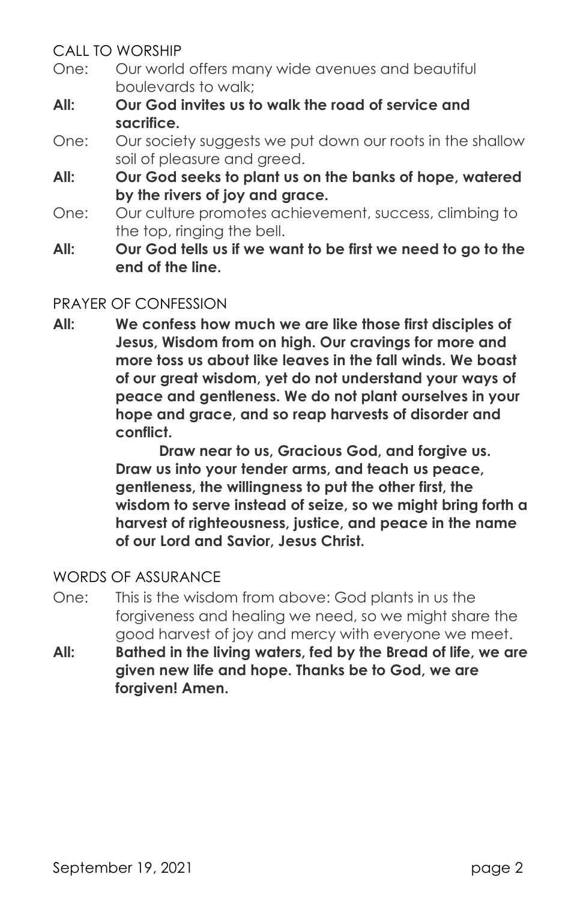## CALL TO WORSHIP

One: Our world offers many wide avenues and beautiful boulevards to walk;

**All: Our God invites us to walk the road of service and sacrifice.**

One: Our society suggests we put down our roots in the shallow soil of pleasure and greed.

**All: Our God seeks to plant us on the banks of hope, watered by the rivers of joy and grace.**

One: Our culture promotes achievement, success, climbing to the top, ringing the bell.

**All: Our God tells us if we want to be first we need to go to the end of the line.**

## PRAYER OF CONFESSION

**All: We confess how much we are like those first disciples of Jesus, Wisdom from on high. Our cravings for more and more toss us about like leaves in the fall winds. We boast of our great wisdom, yet do not understand your ways of peace and gentleness. We do not plant ourselves in your hope and grace, and so reap harvests of disorder and conflict.**

**Draw near to us, Gracious God, and forgive us. Draw us into your tender arms, and teach us peace, gentleness, the willingness to put the other first, the wisdom to serve instead of seize, so we might bring forth a harvest of righteousness, justice, and peace in the name of our Lord and Savior, Jesus Christ.**

## WORDS OF ASSURANCE

One: This is the wisdom from above: God plants in us the forgiveness and healing we need, so we might share the good harvest of joy and mercy with everyone we meet.

**All: Bathed in the living waters, fed by the Bread of life, we are given new life and hope. Thanks be to God, we are forgiven! Amen.**

September 19, 2021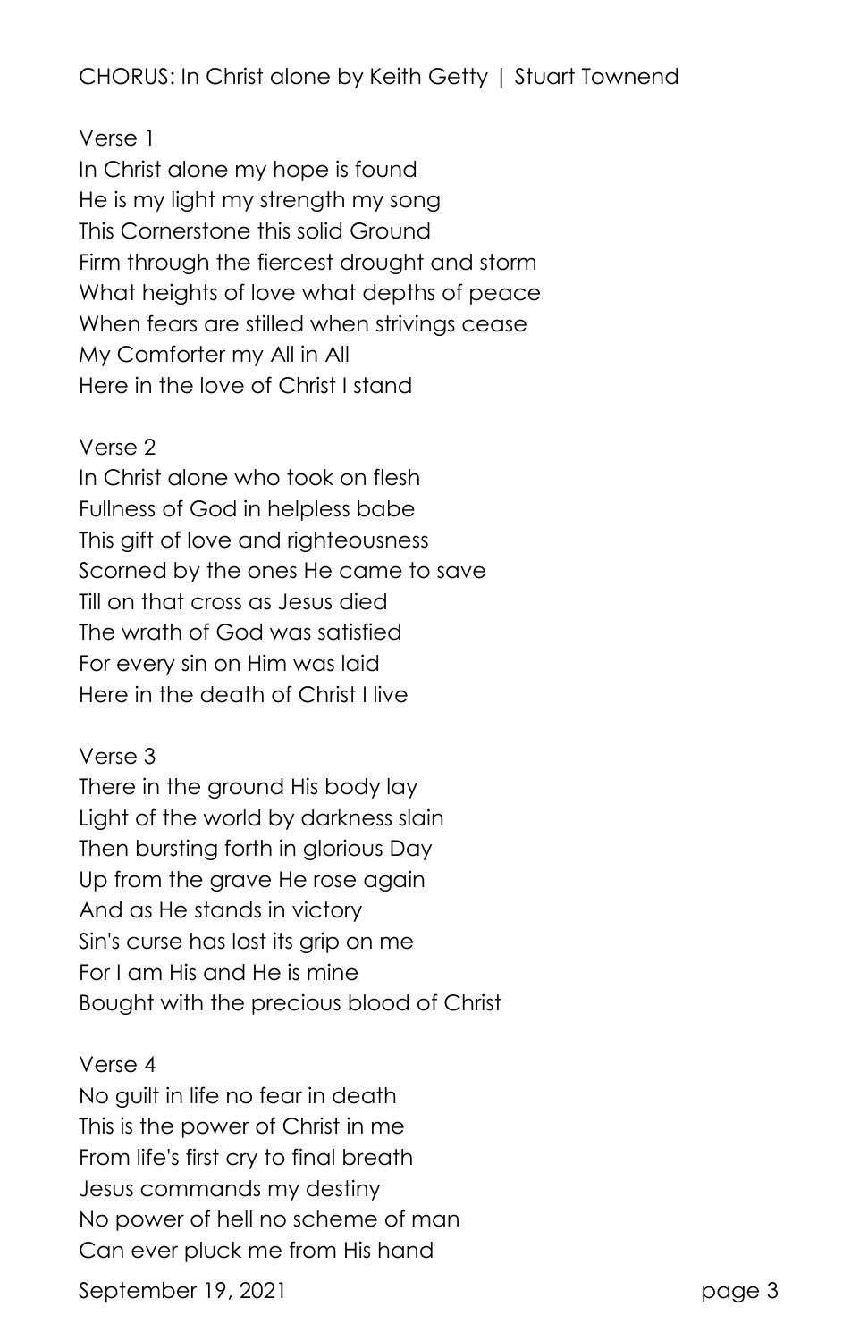CHORUS: In Christ alone by Keith Getty | Stuart Townend

Verse 1
In Christ alone my hope is found
He is my light my strength my song
This Cornerstone this solid Ground
Firm through the fiercest drought and storm
What heights of love what depths of peace
When fears are stilled when strivings cease
My Comforter my All in All
Here in the love of Christ I stand

Verse 2
In Christ alone who took on flesh
Fullness of God in helpless babe
This gift of love and righteousness
Scorned by the ones He came to save
Till on that cross as Jesus died
The wrath of God was satisfied
For every sin on Him was laid
Here in the death of Christ I live

Verse 3
There in the ground His body lay
Light of the world by darkness slain
Then bursting forth in glorious Day
Up from the grave He rose again
And as He stands in victory
Sin's curse has lost its grip on me
For I am His and He is mine
Bought with the precious blood of Christ

Verse 4
No guilt in life no fear in death
This is the power of Christ in me
From life's first cry to final breath
Jesus commands my destiny
No power of hell no scheme of man
Can ever pluck me from His hand

September 19, 2021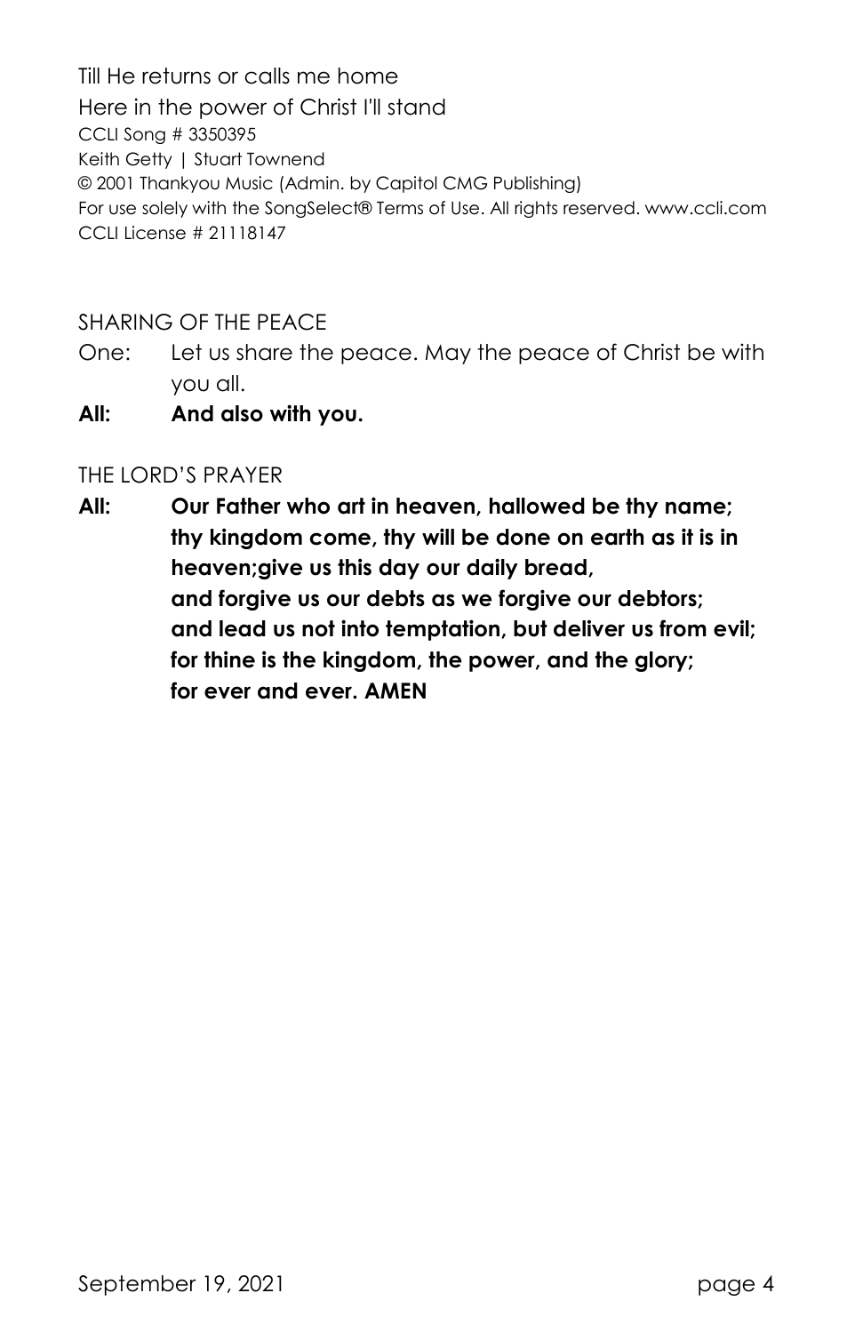Till He returns or calls me home
Here in the power of Christ I'll stand
CCLI Song # 3350395
Keith Getty | Stuart Townend
© 2001 Thankyou Music (Admin. by Capitol CMG Publishing)
For use solely with the SongSelect® Terms of Use. All rights reserved. www.ccli.com
CCLI License # 21118147

SHARING OF THE PEACE

One: Let us share the peace. May the peace of Christ be with you all.

**All: And also with you.**

THE LORD'S PRAYER

**All: Our Father who art in heaven, hallowed be thy name;
thy kingdom come, thy will be done on earth as it is in heaven;give us this day our daily bread,
and forgive us our debts as we forgive our debtors;
and lead us not into temptation, but deliver us from evil;
for thine is the kingdom, the power, and the glory;
for ever and ever. AMEN**

September 19, 2021